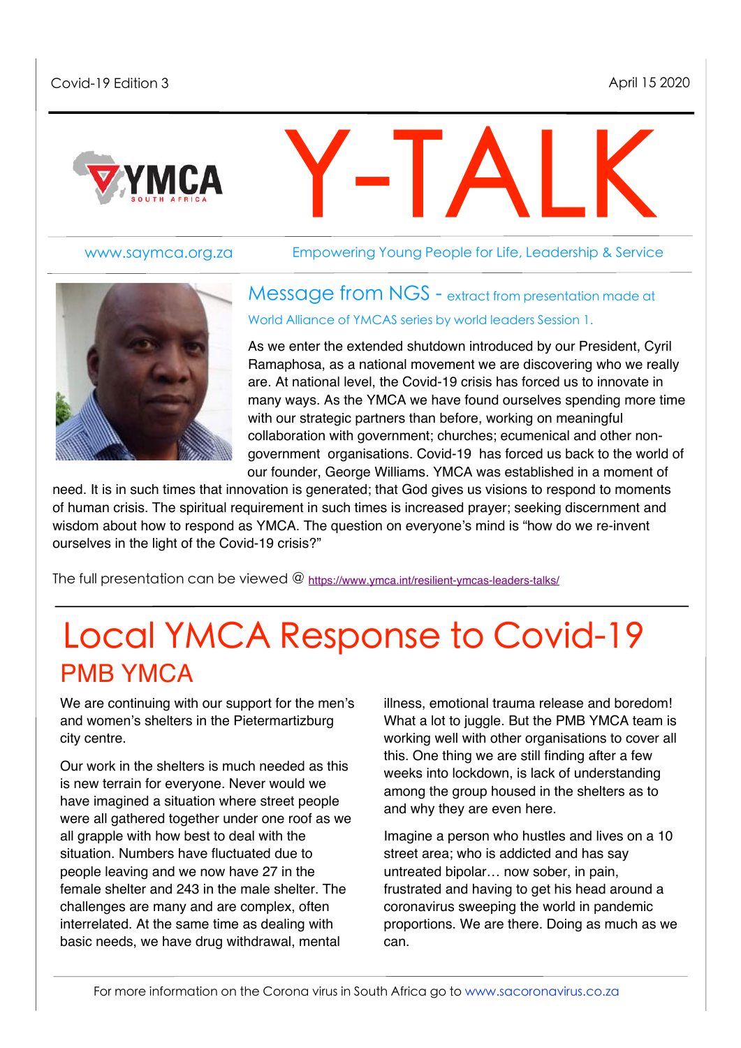Covid-19 Edition 3

April 15 2020

# Y-TALK

www.saymca.org.za

Empowering Young People for Life, Leadership & Service

## Message from NGS - extract from presentation made at World Alliance of YMCAS series by world leaders Session 1.

As we enter the extended shutdown introduced by our President, Cyril Ramaphosa, as a national movement we are discovering who we really are. At national level, the Covid-19 crisis has forced us to innovate in many ways. As the YMCA we have found ourselves spending more time with our strategic partners than before, working on meaningful collaboration with government; churches; ecumenical and other non-government organisations. Covid-19 has forced us back to the world of our founder, George Williams. YMCA was established in a moment of need. It is in such times that innovation is generated; that God gives us visions to respond to moments of human crisis. The spiritual requirement in such times is increased prayer; seeking discernment and wisdom about how to respond as YMCA. The question on everyone's mind is "how do we re-invent ourselves in the light of the Covid-19 crisis?"

The full presentation can be viewed @ https://www.ymca.int/resilient-ymcas-leaders-talks/

# Local YMCA Response to Covid-19

## PMB YMCA

We are continuing with our support for the men's and women's shelters in the Pietermartizburg city centre.

Our work in the shelters is much needed as this is new terrain for everyone. Never would we have imagined a situation where street people were all gathered together under one roof as we all grapple with how best to deal with the situation. Numbers have fluctuated due to people leaving and we now have 27 in the female shelter and 243 in the male shelter. The challenges are many and are complex, often interrelated. At the same time as dealing with basic needs, we have drug withdrawal, mental illness, emotional trauma release and boredom! What a lot to juggle. But the PMB YMCA team is working well with other organisations to cover all this. One thing we are still finding after a few weeks into lockdown, is lack of understanding among the group housed in the shelters as to and why they are even here.

Imagine a person who hustles and lives on a 10 street area; who is addicted and has say untreated bipolar… now sober, in pain, frustrated and having to get his head around a coronavirus sweeping the world in pandemic proportions. We are there. Doing as much as we can.

For more information on the Corona virus in South Africa go to www.sacoronavirus.co.za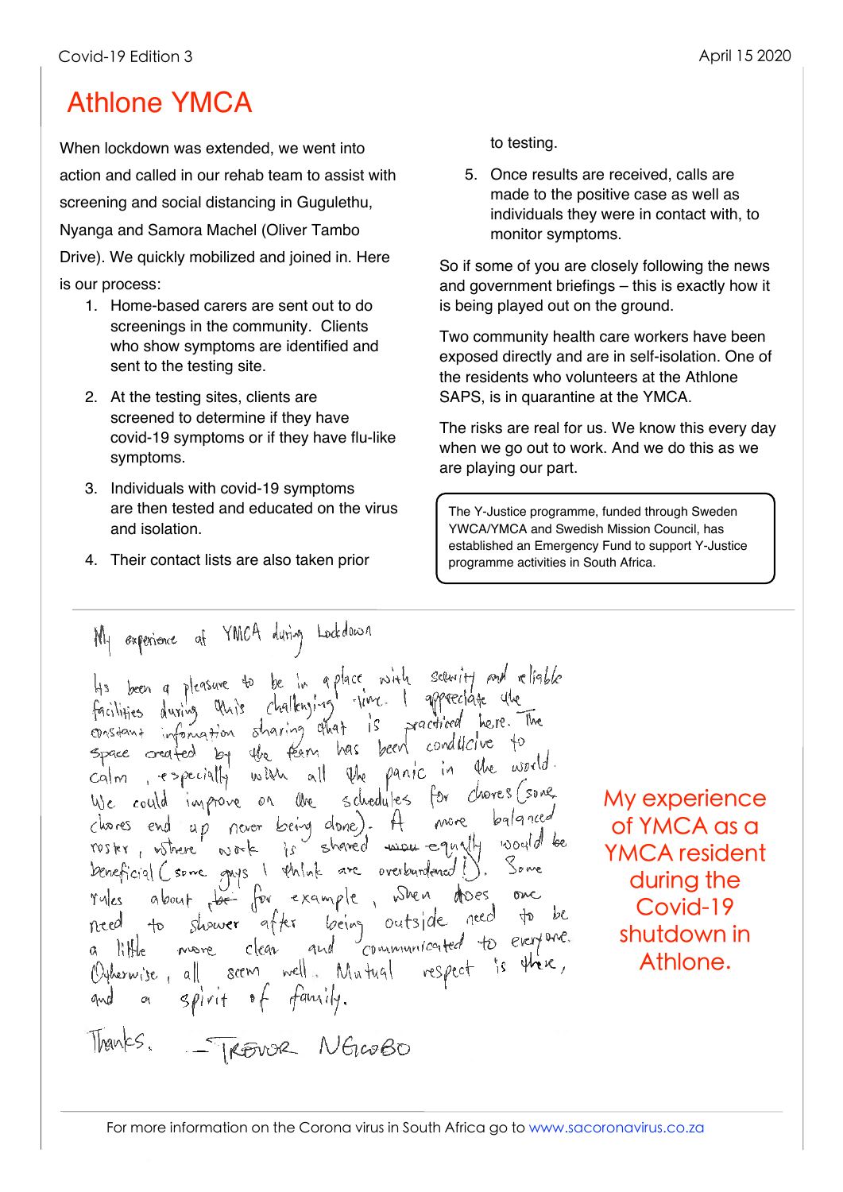# Athlone YMCA

When lockdown was extended, we went into action and called in our rehab team to assist with screening and social distancing in Gugulethu, Nyanga and Samora Machel (Oliver Tambo Drive). We quickly mobilized and joined in. Here is our process:

1. Home-based carers are sent out to do screenings in the community. Clients who show symptoms are identified and sent to the testing site.
2. At the testing sites, clients are screened to determine if they have covid-19 symptoms or if they have flu-like symptoms.
3. Individuals with covid-19 symptoms are then tested and educated on the virus and isolation.
4. Their contact lists are also taken prior to testing.
5. Once results are received, calls are made to the positive case as well as individuals they were in contact with, to monitor symptoms.

So if some of you are closely following the news and government briefings – this is exactly how it is being played out on the ground.

Two community health care workers have been exposed directly and are in self-isolation. One of the residents who volunteers at the Athlone SAPS, is in quarantine at the YMCA.

The risks are real for us. We know this every day when we go out to work. And we do this as we are playing our part.

> The Y-Justice programme, funded through Sweden YWCA/YMCA and Swedish Mission Council, has established an Emergency Fund to support Y-Justice programme activities in South Africa.

## My experience of YMCA as a YMCA resident during the Covid-19 shutdown in Athlone.

My experience at YMCA during Lockdown

Its been a pleasure to be in a place with security and reliable facilities during this challenging time. I appreciate the constant information sharing that is practiced here. The space created by the team has been conducive to calm, especially with all the panic in the world. We could improve on the schedules for chores (some chores end up never being done). A more balanced roster, where work is shared equally would be beneficial (some guys I think are overburdened!). Some rules about for example, when does one need to shower after being outside need to be a little more clean and communicated to everyone. Otherwise, all seem well. Mutual respect is there, and a spirit of family.

Thanks. – Trevor Ngcobo

For more information on the Corona virus in South Africa go to www.sacoronavirus.co.za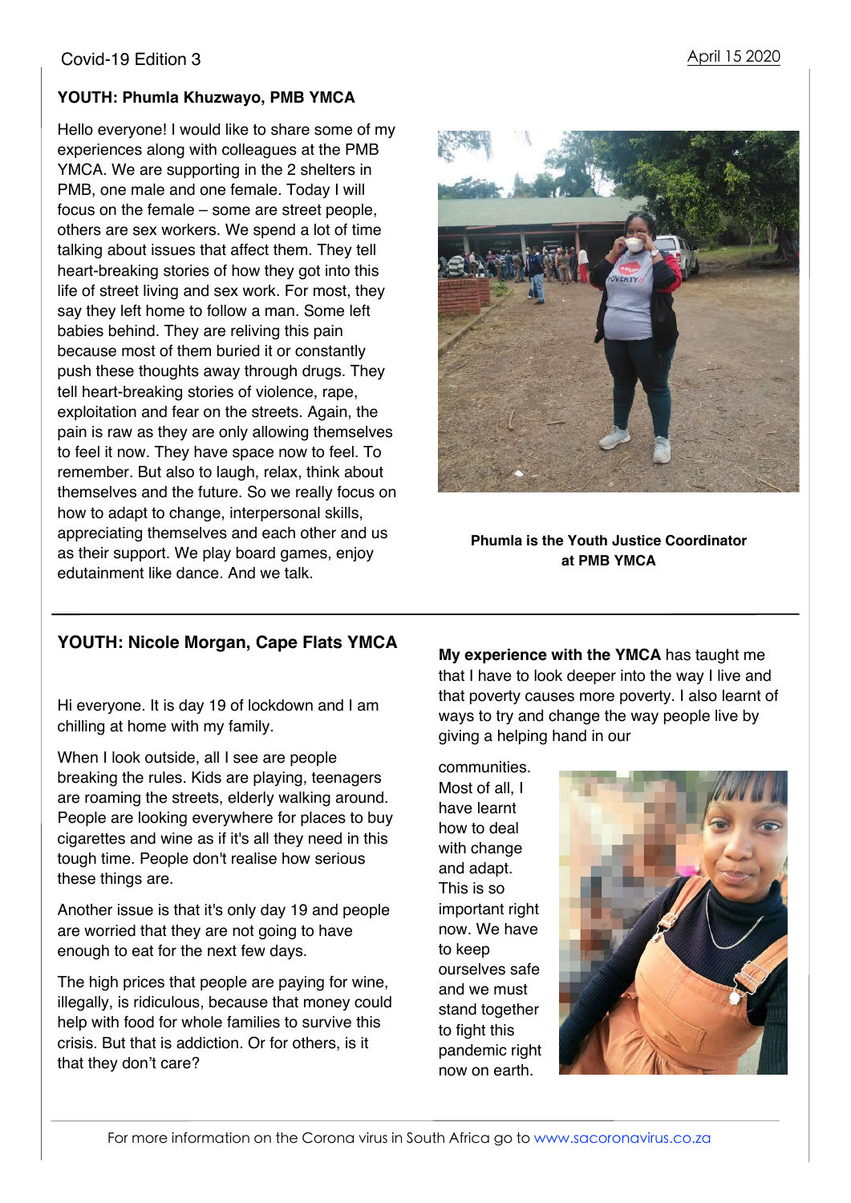## YOUTH: Phumla Khuzwayo, PMB YMCA

Hello everyone! I would like to share some of my experiences along with colleagues at the PMB YMCA. We are supporting in the 2 shelters in PMB, one male and one female. Today I will focus on the female – some are street people, others are sex workers. We spend a lot of time talking about issues that affect them. They tell heart-breaking stories of how they got into this life of street living and sex work. For most, they say they left home to follow a man. Some left babies behind. They are reliving this pain because most of them buried it or constantly push these thoughts away through drugs. They tell heart-breaking stories of violence, rape, exploitation and fear on the streets. Again, the pain is raw as they are only allowing themselves to feel it now. They have space now to feel. To remember. But also to laugh, relax, think about themselves and the future. So we really focus on how to adapt to change, interpersonal skills, appreciating themselves and each other and us as their support. We play board games, enjoy edutainment like dance. And we talk.

**Phumla is the Youth Justice Coordinator at PMB YMCA**

---

## YOUTH: Nicole Morgan, Cape Flats YMCA

Hi everyone. It is day 19 of lockdown and I am chilling at home with my family.

When I look outside, all I see are people breaking the rules. Kids are playing, teenagers are roaming the streets, elderly walking around. People are looking everywhere for places to buy cigarettes and wine as if it's all they need in this tough time. People don't realise how serious these things are.

Another issue is that it's only day 19 and people are worried that they are not going to have enough to eat for the next few days.

The high prices that people are paying for wine, illegally, is ridiculous, because that money could help with food for whole families to survive this crisis. But that is addiction. Or for others, is it that they don't care?

**My experience with the YMCA** has taught me that I have to look deeper into the way I live and that poverty causes more poverty. I also learnt of ways to try and change the way people live by giving a helping hand in our communities. Most of all, I have learnt how to deal with change and adapt. This is so important right now. We have to keep ourselves safe and we must stand together to fight this pandemic right now on earth.

For more information on the Corona virus in South Africa go to www.sacoronavirus.co.za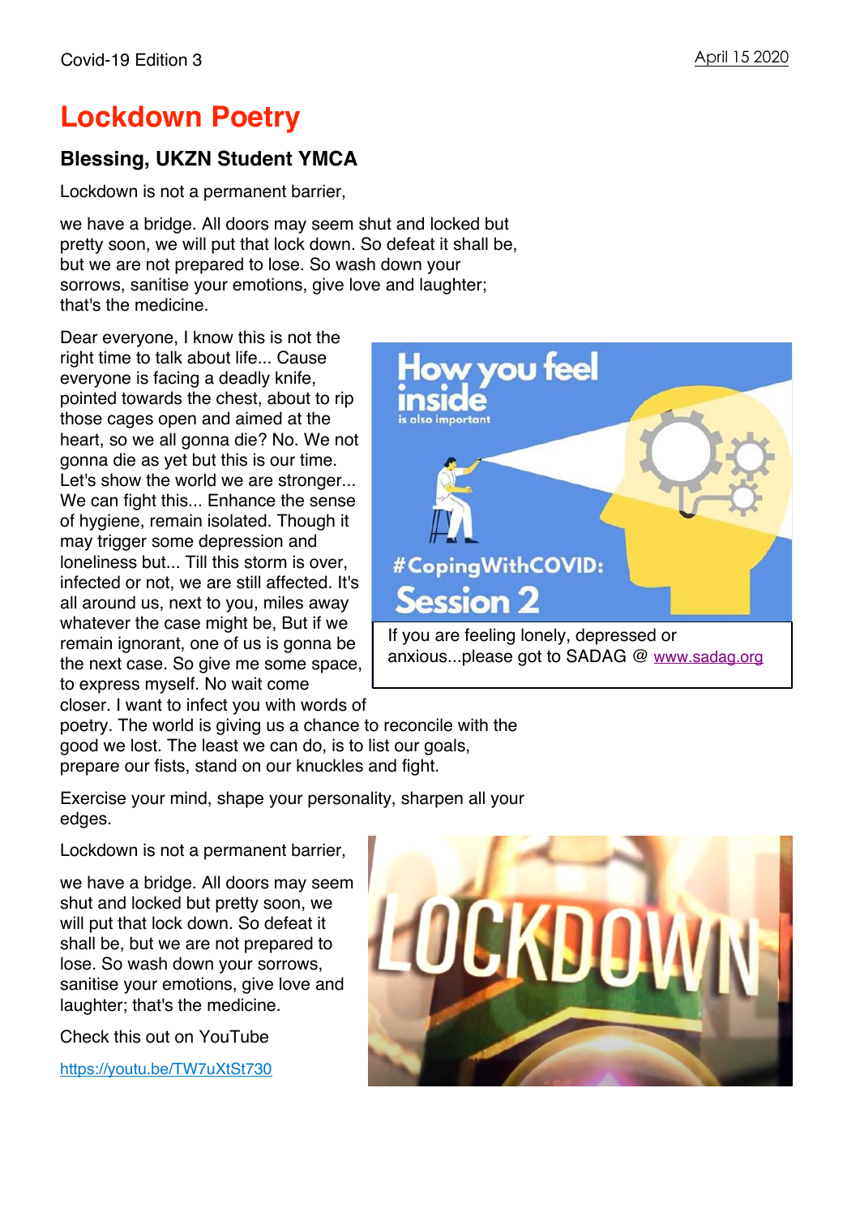Covid-19 Edition 3

April 15 2020

# Lockdown Poetry

## Blessing, UKZN Student YMCA

Lockdown is not a permanent barrier,

we have a bridge. All doors may seem shut and locked but pretty soon, we will put that lock down. So defeat it shall be, but we are not prepared to lose. So wash down your sorrows, sanitise your emotions, give love and laughter; that's the medicine.

Dear everyone, I know this is not the right time to talk about life... Cause everyone is facing a deadly knife, pointed towards the chest, about to rip those cages open and aimed at the heart, so we all gonna die? No. We not gonna die as yet but this is our time. Let's show the world we are stronger... We can fight this... Enhance the sense of hygiene, remain isolated. Though it may trigger some depression and loneliness but... Till this storm is over, infected or not, we are still affected. It's all around us, next to you, miles away whatever the case might be, But if we remain ignorant, one of us is gonna be the next case. So give me some space, to express myself. No wait come closer. I want to infect you with words of poetry. The world is giving us a chance to reconcile with the good we lost. The least we can do, is to list our goals, prepare our fists, stand on our knuckles and fight.

Exercise your mind, shape your personality, sharpen all your edges.

Lockdown is not a permanent barrier,

we have a bridge. All doors may seem shut and locked but pretty soon, we will put that lock down. So defeat it shall be, but we are not prepared to lose. So wash down your sorrows, sanitise your emotions, give love and laughter; that's the medicine.

Check this out on YouTube

https://youtu.be/TW7uXtSt730

How you feel inside is also important

#CopingWithCOVID: Session 2

If you are feeling lonely, depressed or anxious...please got to SADAG @ www.sadag.org

LOCKDOWN